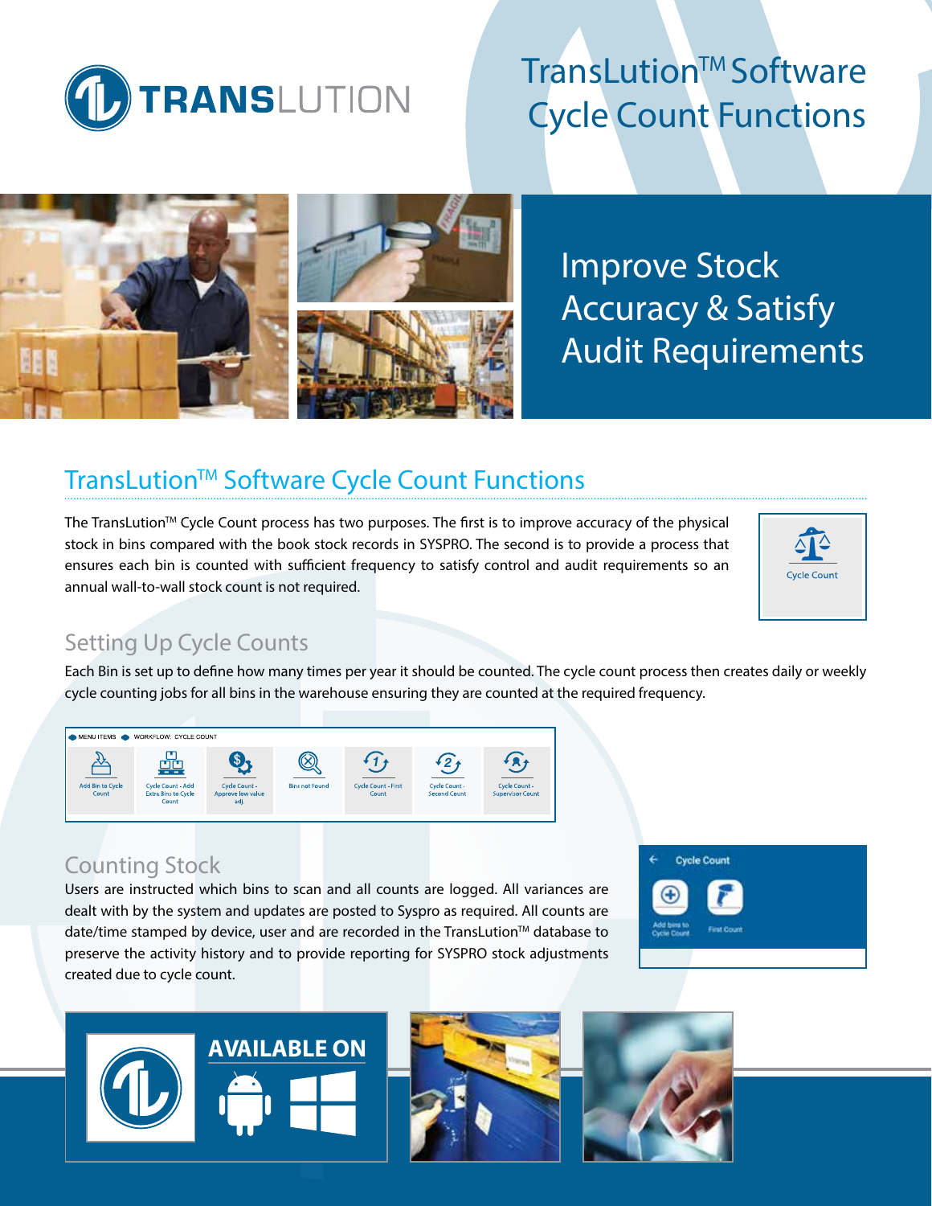# TransLution™ Software Cycle Count Functions

## Improve Stock Accuracy & Satisfy Audit Requirements

## TransLution™ Software Cycle Count Functions

The TransLution™ Cycle Count process has two purposes. The first is to improve accuracy of the physical stock in bins compared with the book stock records in SYSPRO. The second is to provide a process that ensures each bin is counted with sufficient frequency to satisfy control and audit requirements so an annual wall-to-wall stock count is not required.

### Setting Up Cycle Counts

Each Bin is set up to define how many times per year it should be counted. The cycle count process then creates daily or weekly cycle counting jobs for all bins in the warehouse ensuring they are counted at the required frequency.

### Counting Stock

Users are instructed which bins to scan and all counts are logged. All variances are dealt with by the system and updates are posted to Syspro as required. All counts are date/time stamped by device, user and are recorded in the TransLution™ database to preserve the activity history and to provide reporting for SYSPRO stock adjustments created due to cycle count.

**AVAILABLE ON**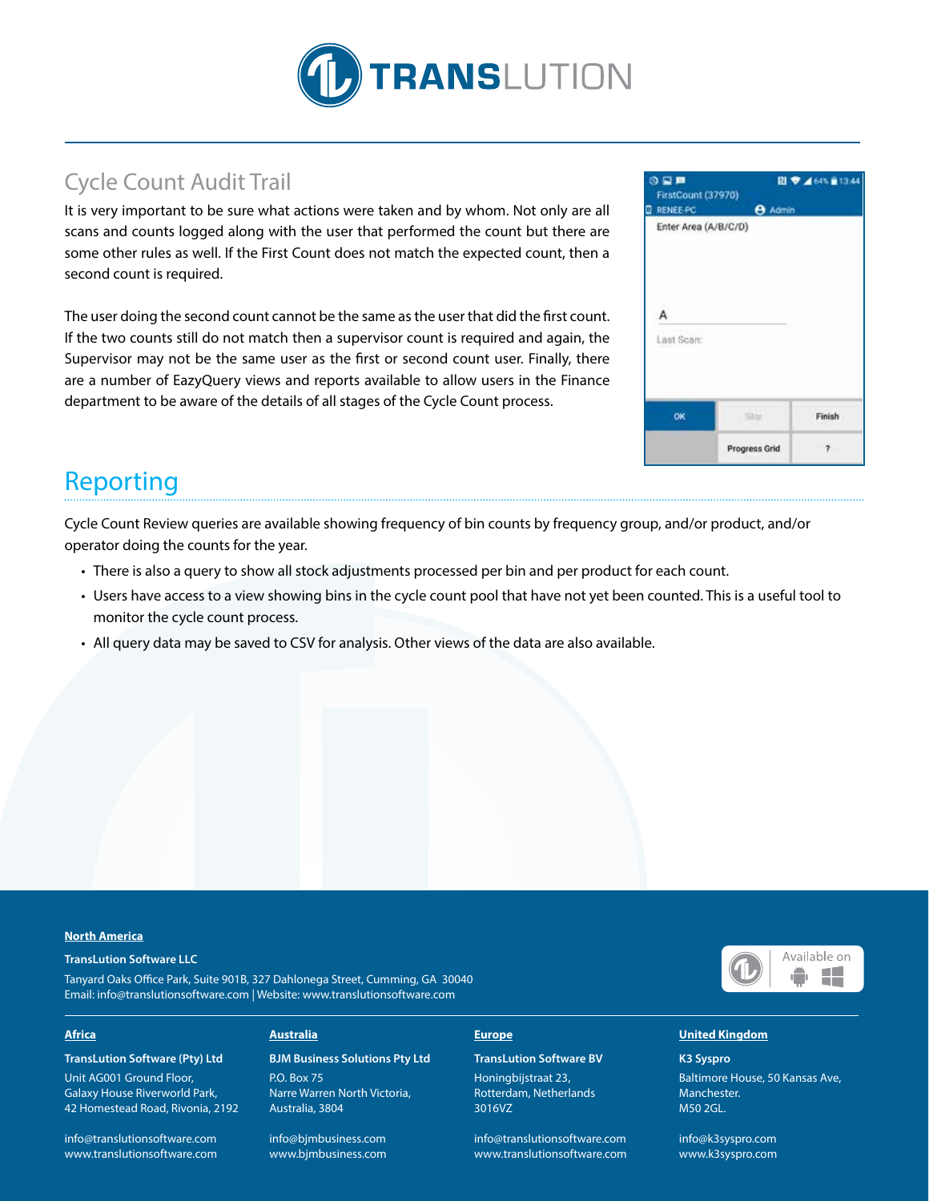## Cycle Count Audit Trail

It is very important to be sure what actions were taken and by whom. Not only are all scans and counts logged along with the user that performed the count but there are some other rules as well. If the First Count does not match the expected count, then a second count is required.

The user doing the second count cannot be the same as the user that did the first count. If the two counts still do not match then a supervisor count is required and again, the Supervisor may not be the same user as the first or second count user. Finally, there are a number of EazyQuery views and reports available to allow users in the Finance department to be aware of the details of all stages of the Cycle Count process.

## Reporting

Cycle Count Review queries are available showing frequency of bin counts by frequency group, and/or product, and/or operator doing the counts for the year.

- There is also a query to show all stock adjustments processed per bin and per product for each count.
- Users have access to a view showing bins in the cycle count pool that have not yet been counted. This is a useful tool to monitor the cycle count process.
- All query data may be saved to CSV for analysis. Other views of the data are also available.

**North America**

**TransLution Software LLC**

Tanyard Oaks Office Park, Suite 901B, 327 Dahlonega Street, Cumming, GA 30040
Email: info@translutionsoftware.com | Website: www.translutionsoftware.com

Available on

**Africa**

**TransLution Software (Pty) Ltd**

Unit AG001 Ground Floor,
Galaxy House Riverworld Park,
42 Homestead Road, Rivonia, 2192

info@translutionsoftware.com
www.translutionsoftware.com

**Australia**

**BJM Business Solutions Pty Ltd**

P.O. Box 75
Narre Warren North Victoria,
Australia, 3804

info@bjmbusiness.com
www.bjmbusiness.com

**Europe**

**TransLution Software BV**

Honingbijstraat 23,
Rotterdam, Netherlands
3016VZ

info@translutionsoftware.com
www.translutionsoftware.com

**United Kingdom**

**K3 Syspro**

Baltimore House, 50 Kansas Ave,
Manchester.
M50 2GL.

info@k3syspro.com
www.k3syspro.com